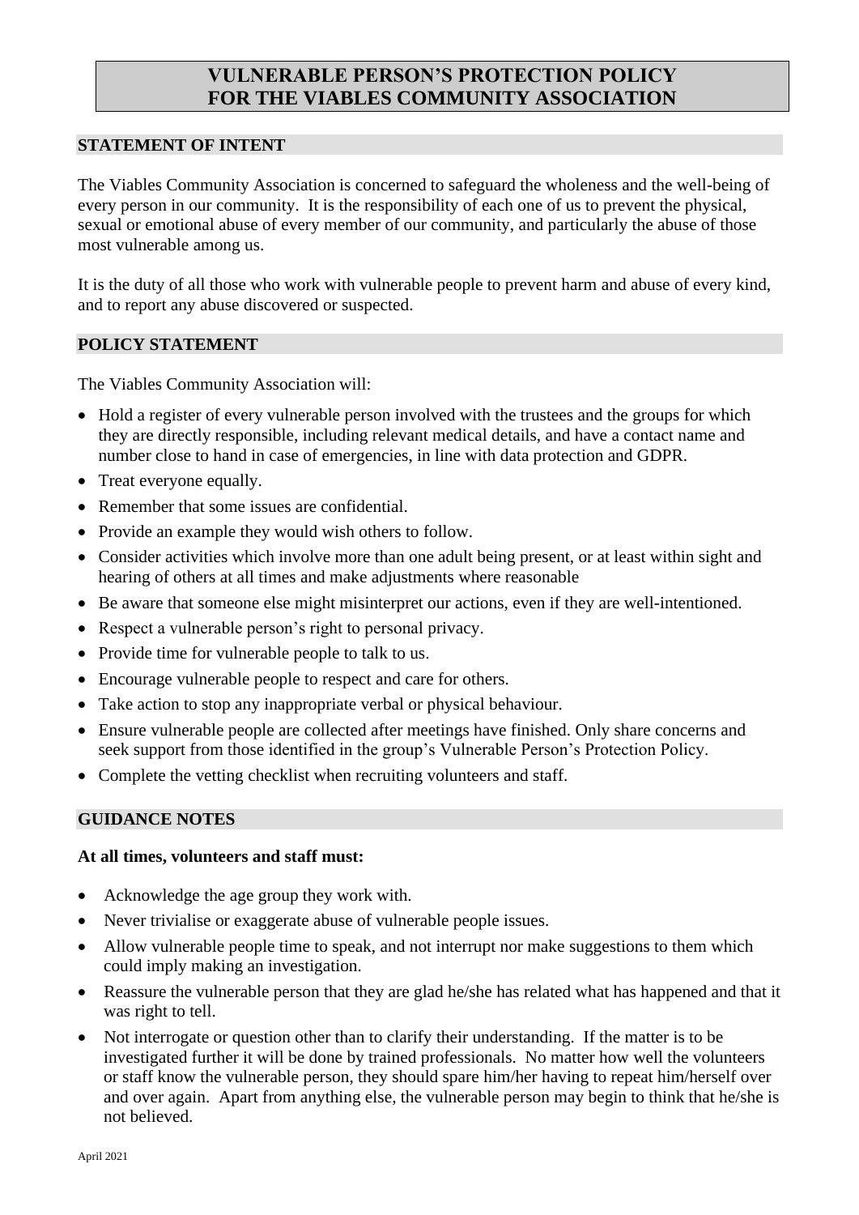# VULNERABLE PERSON'S PROTECTION POLICY FOR THE VIABLES COMMUNITY ASSOCIATION

## STATEMENT OF INTENT

The Viables Community Association is concerned to safeguard the wholeness and the well-being of every person in our community. It is the responsibility of each one of us to prevent the physical, sexual or emotional abuse of every member of our community, and particularly the abuse of those most vulnerable among us.

It is the duty of all those who work with vulnerable people to prevent harm and abuse of every kind, and to report any abuse discovered or suspected.

## POLICY STATEMENT

The Viables Community Association will:

- Hold a register of every vulnerable person involved with the trustees and the groups for which they are directly responsible, including relevant medical details, and have a contact name and number close to hand in case of emergencies, in line with data protection and GDPR.
- Treat everyone equally.
- Remember that some issues are confidential.
- Provide an example they would wish others to follow.
- Consider activities which involve more than one adult being present, or at least within sight and hearing of others at all times and make adjustments where reasonable
- Be aware that someone else might misinterpret our actions, even if they are well-intentioned.
- Respect a vulnerable person's right to personal privacy.
- Provide time for vulnerable people to talk to us.
- Encourage vulnerable people to respect and care for others.
- Take action to stop any inappropriate verbal or physical behaviour.
- Ensure vulnerable people are collected after meetings have finished. Only share concerns and seek support from those identified in the group's Vulnerable Person's Protection Policy.
- Complete the vetting checklist when recruiting volunteers and staff.

## GUIDANCE NOTES

**At all times, volunteers and staff must:**

- Acknowledge the age group they work with.
- Never trivialise or exaggerate abuse of vulnerable people issues.
- Allow vulnerable people time to speak, and not interrupt nor make suggestions to them which could imply making an investigation.
- Reassure the vulnerable person that they are glad he/she has related what has happened and that it was right to tell.
- Not interrogate or question other than to clarify their understanding. If the matter is to be investigated further it will be done by trained professionals. No matter how well the volunteers or staff know the vulnerable person, they should spare him/her having to repeat him/herself over and over again. Apart from anything else, the vulnerable person may begin to think that he/she is not believed.

April 2021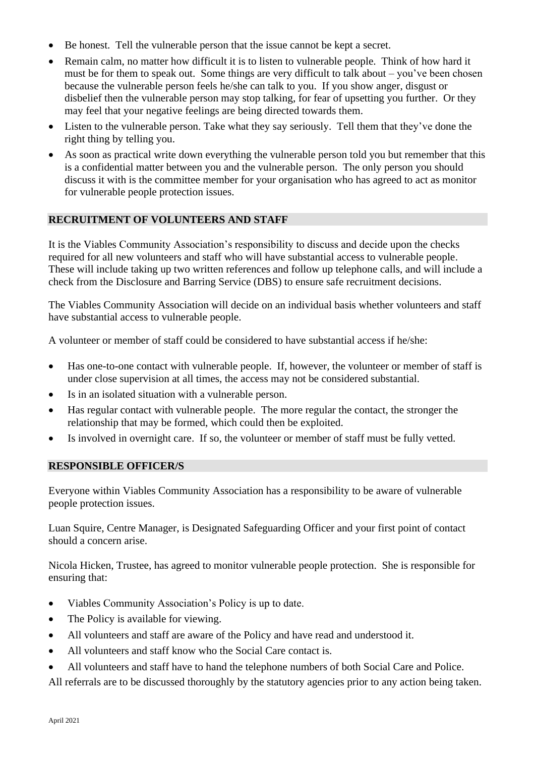- Be honest. Tell the vulnerable person that the issue cannot be kept a secret.
- Remain calm, no matter how difficult it is to listen to vulnerable people. Think of how hard it must be for them to speak out. Some things are very difficult to talk about – you've been chosen because the vulnerable person feels he/she can talk to you. If you show anger, disgust or disbelief then the vulnerable person may stop talking, for fear of upsetting you further. Or they may feel that your negative feelings are being directed towards them.
- Listen to the vulnerable person. Take what they say seriously. Tell them that they've done the right thing by telling you.
- As soon as practical write down everything the vulnerable person told you but remember that this is a confidential matter between you and the vulnerable person. The only person you should discuss it with is the committee member for your organisation who has agreed to act as monitor for vulnerable people protection issues.

## RECRUITMENT OF VOLUNTEERS AND STAFF

It is the Viables Community Association's responsibility to discuss and decide upon the checks required for all new volunteers and staff who will have substantial access to vulnerable people. These will include taking up two written references and follow up telephone calls, and will include a check from the Disclosure and Barring Service (DBS) to ensure safe recruitment decisions.

The Viables Community Association will decide on an individual basis whether volunteers and staff have substantial access to vulnerable people.

A volunteer or member of staff could be considered to have substantial access if he/she:

- Has one-to-one contact with vulnerable people. If, however, the volunteer or member of staff is under close supervision at all times, the access may not be considered substantial.
- Is in an isolated situation with a vulnerable person.
- Has regular contact with vulnerable people. The more regular the contact, the stronger the relationship that may be formed, which could then be exploited.
- Is involved in overnight care. If so, the volunteer or member of staff must be fully vetted.

## RESPONSIBLE OFFICER/S

Everyone within Viables Community Association has a responsibility to be aware of vulnerable people protection issues.

Luan Squire, Centre Manager, is Designated Safeguarding Officer and your first point of contact should a concern arise.

Nicola Hicken, Trustee, has agreed to monitor vulnerable people protection. She is responsible for ensuring that:

- Viables Community Association's Policy is up to date.
- The Policy is available for viewing.
- All volunteers and staff are aware of the Policy and have read and understood it.
- All volunteers and staff know who the Social Care contact is.
- All volunteers and staff have to hand the telephone numbers of both Social Care and Police.

All referrals are to be discussed thoroughly by the statutory agencies prior to any action being taken.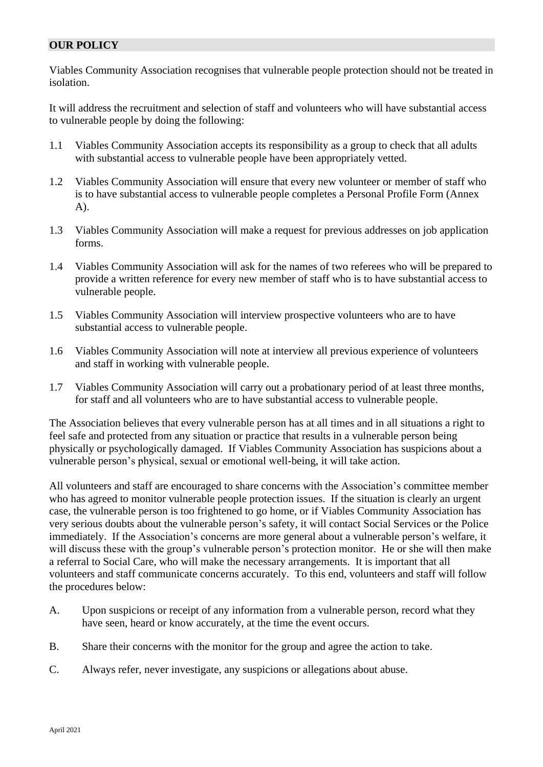## OUR POLICY

Viables Community Association recognises that vulnerable people protection should not be treated in isolation.

It will address the recruitment and selection of staff and volunteers who will have substantial access to vulnerable people by doing the following:

1.1 Viables Community Association accepts its responsibility as a group to check that all adults with substantial access to vulnerable people have been appropriately vetted.

1.2 Viables Community Association will ensure that every new volunteer or member of staff who is to have substantial access to vulnerable people completes a Personal Profile Form (Annex A).

1.3 Viables Community Association will make a request for previous addresses on job application forms.

1.4 Viables Community Association will ask for the names of two referees who will be prepared to provide a written reference for every new member of staff who is to have substantial access to vulnerable people.

1.5 Viables Community Association will interview prospective volunteers who are to have substantial access to vulnerable people.

1.6 Viables Community Association will note at interview all previous experience of volunteers and staff in working with vulnerable people.

1.7 Viables Community Association will carry out a probationary period of at least three months, for staff and all volunteers who are to have substantial access to vulnerable people.

The Association believes that every vulnerable person has at all times and in all situations a right to feel safe and protected from any situation or practice that results in a vulnerable person being physically or psychologically damaged. If Viables Community Association has suspicions about a vulnerable person's physical, sexual or emotional well-being, it will take action.

All volunteers and staff are encouraged to share concerns with the Association's committee member who has agreed to monitor vulnerable people protection issues. If the situation is clearly an urgent case, the vulnerable person is too frightened to go home, or if Viables Community Association has very serious doubts about the vulnerable person's safety, it will contact Social Services or the Police immediately. If the Association's concerns are more general about a vulnerable person's welfare, it will discuss these with the group's vulnerable person's protection monitor. He or she will then make a referral to Social Care, who will make the necessary arrangements. It is important that all volunteers and staff communicate concerns accurately. To this end, volunteers and staff will follow the procedures below:

A. Upon suspicions or receipt of any information from a vulnerable person, record what they have seen, heard or know accurately, at the time the event occurs.

B. Share their concerns with the monitor for the group and agree the action to take.

C. Always refer, never investigate, any suspicions or allegations about abuse.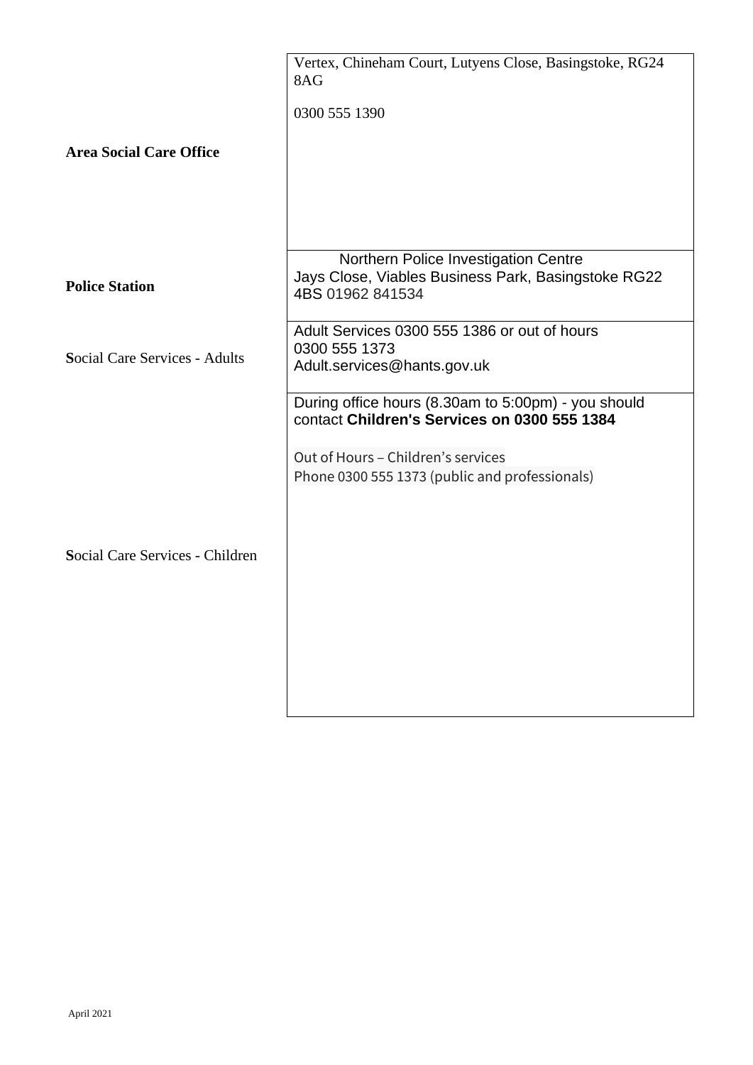| | |
|---|---|
| **Area Social Care Office** | Vertex, Chineham Court, Lutyens Close, Basingstoke, RG24 8AG<br><br>0300 555 1390 |
| **Police Station** | Northern Police Investigation Centre<br>Jays Close, Viables Business Park, Basingstoke RG22 4BS 01962 841534 |
| **S**ocial Care Services - Adults | Adult Services 0300 555 1386 or out of hours 0300 555 1373<br>Adult.services@hants.gov.uk |
| **S**ocial Care Services - Children | During office hours (8.30am to 5:00pm) - you should contact **Children's Services on 0300 555 1384**<br><br>Out of Hours – Children's services<br>Phone 0300 555 1373 (public and professionals) |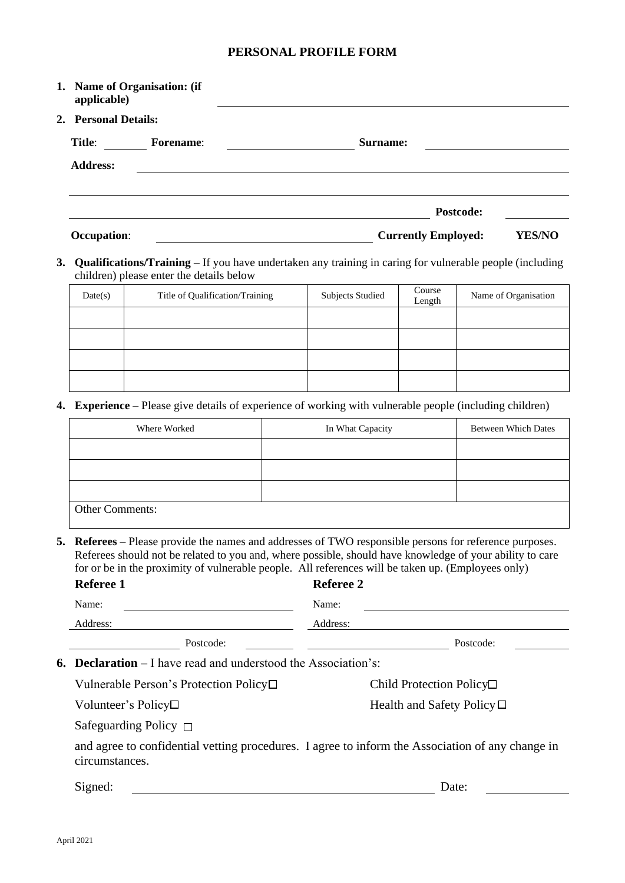# PERSONAL PROFILE FORM

1. **Name of Organisation: (if applicable)** \_\_\_\_\_\_\_\_\_\_\_\_\_\_\_\_\_\_\_\_\_\_\_\_\_\_\_\_\_\_\_\_\_\_\_\_\_\_\_\_

2. **Personal Details:**

   **Title**: \_\_\_\_\_\_ **Forename**: \_\_\_\_\_\_\_\_\_\_\_\_\_\_\_\_\_\_ **Surname:** \_\_\_\_\_\_\_\_\_\_\_\_\_\_\_\_\_\_\_\_

   **Address:** \_\_\_\_\_\_\_\_\_\_\_\_\_\_\_\_\_\_\_\_\_\_\_\_\_\_\_\_\_\_\_\_\_\_\_\_\_\_\_\_\_\_\_\_\_\_\_\_\_\_\_\_\_\_\_\_\_\_\_\_

   \_\_\_\_\_\_\_\_\_\_\_\_\_\_\_\_\_\_\_\_\_\_\_\_\_\_\_\_\_\_\_\_\_\_\_\_\_\_\_\_\_\_\_\_\_\_\_\_\_\_\_\_\_\_\_\_\_\_\_\_\_\_\_\_\_\_\_\_\_\_

   \_\_\_\_\_\_\_\_\_\_\_\_\_\_\_\_\_\_\_\_\_\_\_\_\_\_\_\_\_\_\_\_\_\_\_\_\_\_\_\_\_\_\_\_\_\_\_\_\_\_\_\_ **Postcode:** \_\_\_\_\_\_\_\_\_\_

   **Occupation**: \_\_\_\_\_\_\_\_\_\_\_\_\_\_\_\_\_\_\_\_\_\_\_\_\_\_\_\_\_\_\_\_ **Currently Employed:** **YES/NO**

3. **Qualifications/Training** – If you have undertaken any training in caring for vulnerable people (including children) please enter the details below

| Date(s) | Title of Qualification/Training | Subjects Studied | Course Length | Name of Organisation |
|---|---|---|---|---|
| | | | | |
| | | | | |
| | | | | |
| | | | | |

4. **Experience** – Please give details of experience of working with vulnerable people (including children)

| Where Worked | In What Capacity | Between Which Dates |
|---|---|---|
| | | |
| | | |
| | | |
| Other Comments: | | |

5. **Referees** – Please provide the names and addresses of TWO responsible persons for reference purposes. Referees should not be related to you and, where possible, should have knowledge of your ability to care for or be in the proximity of vulnerable people. All references will be taken up. (Employees only)

   **Referee 1**

   Name: \_\_\_\_\_\_\_\_\_\_\_\_\_\_\_\_\_\_\_\_\_\_\_\_\_\_

   Address: \_\_\_\_\_\_\_\_\_\_\_\_\_\_\_\_\_\_\_\_\_\_\_\_

   \_\_\_\_\_\_\_\_\_\_\_\_\_\_\_\_ Postcode: \_\_\_\_\_\_\_\_

   **Referee 2**

   Name: \_\_\_\_\_\_\_\_\_\_\_\_\_\_\_\_\_\_\_\_\_\_\_\_\_\_

   Address: \_\_\_\_\_\_\_\_\_\_\_\_\_\_\_\_\_\_\_\_\_\_\_\_

   \_\_\_\_\_\_\_\_\_\_\_\_\_\_\_\_ Postcode: \_\_\_\_\_\_\_\_

6. **Declaration** – I have read and understood the Association's:

   Vulnerable Person's Protection Policy ☐

   Child Protection Policy ☐

   Volunteer's Policy ☐

   Health and Safety Policy ☐

   Safeguarding Policy ☐

   and agree to confidential vetting procedures. I agree to inform the Association of any change in circumstances.

   Signed: \_\_\_\_\_\_\_\_\_\_\_\_\_\_\_\_\_\_\_\_\_\_\_\_\_\_\_\_\_\_\_\_\_\_\_\_\_\_\_\_ Date: \_\_\_\_\_\_\_\_\_\_\_\_

April 2021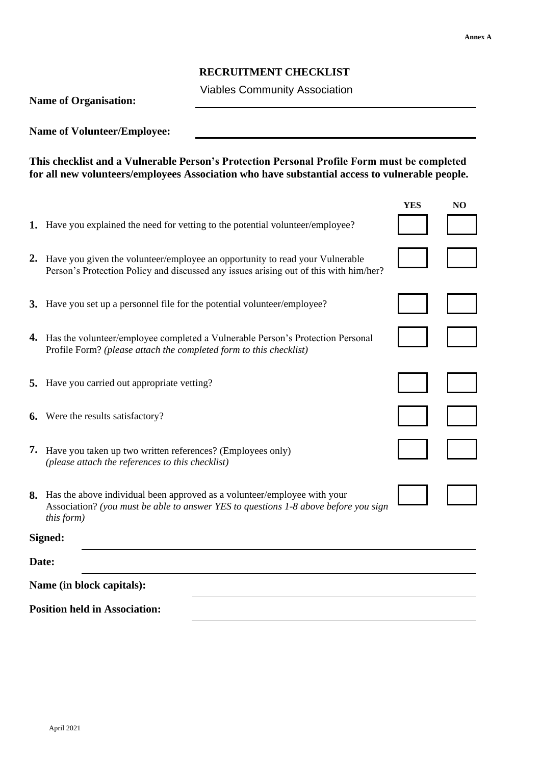**Annex A**

## RECRUITMENT CHECKLIST

**Name of Organisation:** Viables Community Association

**Name of Volunteer/Employee:** ______________________

**This checklist and a Vulnerable Person's Protection Personal Profile Form must be completed for all new volunteers/employees Association who have substantial access to vulnerable people.**

| | | YES | NO |
|---|---|---|---|
| **1.** | Have you explained the need for vetting to the potential volunteer/employee? | ☐ | ☐ |
| **2.** | Have you given the volunteer/employee an opportunity to read your Vulnerable Person's Protection Policy and discussed any issues arising out of this with him/her? | ☐ | ☐ |
| **3.** | Have you set up a personnel file for the potential volunteer/employee? | ☐ | ☐ |
| **4.** | Has the volunteer/employee completed a Vulnerable Person's Protection Personal Profile Form? *(please attach the completed form to this checklist)* | ☐ | ☐ |
| **5.** | Have you carried out appropriate vetting? | ☐ | ☐ |
| **6.** | Were the results satisfactory? | ☐ | ☐ |
| **7.** | Have you taken up two written references? (Employees only) *(please attach the references to this checklist)* | ☐ | ☐ |
| **8.** | Has the above individual been approved as a volunteer/employee with your Association? *(you must be able to answer YES to questions 1-8 above before you sign this form)* | ☐ | ☐ |

**Signed:** ______________________

**Date:** ______________________

**Name (in block capitals):** ______________________

**Position held in Association:** ______________________

April 2021